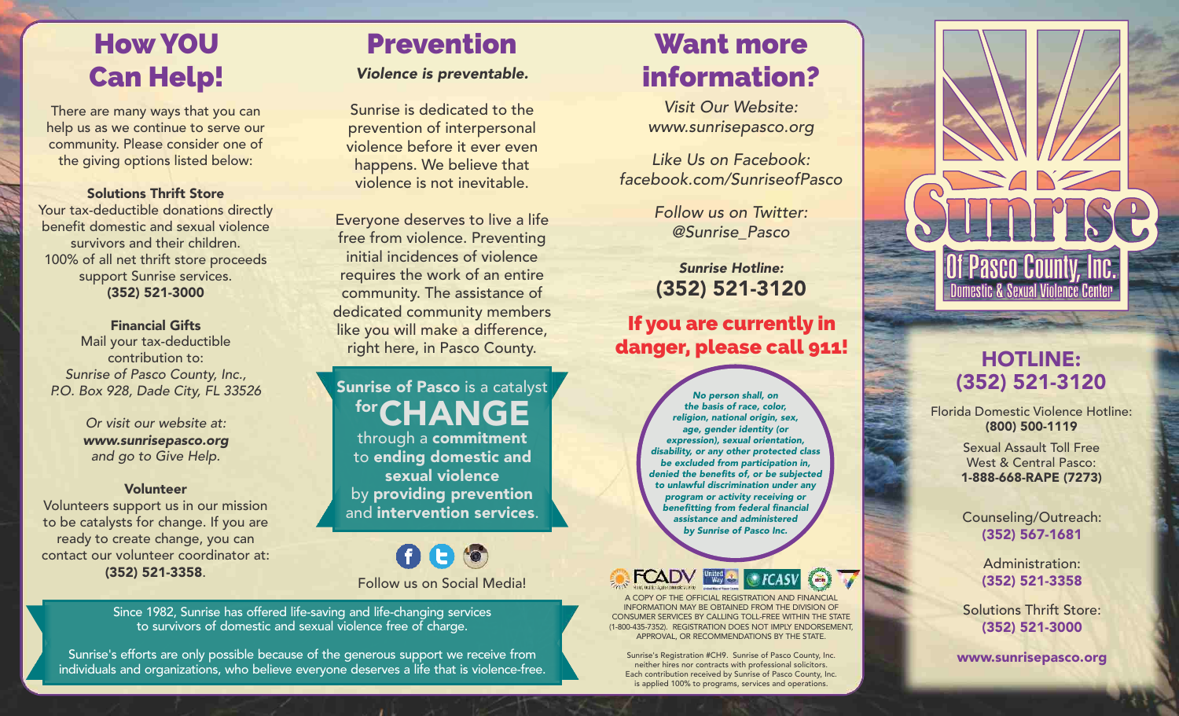# How YOU Can Help!

There are many ways that you can help us as we continue to serve our community. Please consider one of the giving options listed below:

**Solutions Thrift Store**
Your tax-deductible donations directly benefit domestic and sexual violence survivors and their children. 100% of all net thrift store proceeds support Sunrise services.
**(352) 521-3000**

**Financial Gifts**
Mail your tax-deductible contribution to:
*Sunrise of Pasco County, Inc., P.O. Box 928, Dade City, FL 33526*

*Or visit our website at:*
***www.sunrisepasco.org***
*and go to Give Help.*

**Volunteer**
Volunteers support us in our mission to be catalysts for change. If you are ready to create change, you can contact our volunteer coordinator at:
**(352) 521-3358**.

# Prevention

***Violence is preventable.***

Sunrise is dedicated to the prevention of interpersonal violence before it ever even happens. We believe that violence is not inevitable.

Everyone deserves to live a life free from violence. Preventing initial incidences of violence requires the work of an entire community. The assistance of dedicated community members like you will make a difference, right here, in Pasco County.

**Sunrise of Pasco** is a catalyst for **CHANGE** through a **commitment** to **ending domestic and sexual violence** by **providing prevention** and **intervention services**.

Follow us on Social Media!

Since 1982, Sunrise has offered life-saving and life-changing services to survivors of domestic and sexual violence free of charge.

Sunrise's efforts are only possible because of the generous support we receive from individuals and organizations, who believe everyone deserves a life that is violence-free.

# Want more information?

*Visit Our Website:*
*www.sunrisepasco.org*

*Like Us on Facebook:*
*facebook.com/SunriseofPasco*

*Follow us on Twitter:*
*@Sunrise_Pasco*

***Sunrise Hotline:***
**(352) 521-3120**

**If you are currently in danger, please call 911!**

***No person shall, on the basis of race, color, religion, national origin, sex, age, gender identity (or expression), sexual orientation, disability, or any other protected class be excluded from participation in, denied the benefits of, or be subjected to unlawful discrimination under any program or activity receiving or benefitting from federal financial assistance and administered by Sunrise of Pasco Inc.***

FCADV | United Way | FCASV

A COPY OF THE OFFICIAL REGISTRATION AND FINANCIAL INFORMATION MAY BE OBTAINED FROM THE DIVISION OF CONSUMER SERVICES BY CALLING TOLL-FREE WITHIN THE STATE (1-800-435-7352). REGISTRATION DOES NOT IMPLY ENDORSEMENT, APPROVAL, OR RECOMMENDATIONS BY THE STATE.

Sunrise's Registration #CH9. Sunrise of Pasco County, Inc. neither hires nor contracts with professional solicitors. Each contribution received by Sunrise of Pasco County, Inc. is applied 100% to programs, services and operations.

# Sunrise Of Pasco County, Inc.

Domestic & Sexual Violence Center

## HOTLINE: (352) 521-3120

Florida Domestic Violence Hotline:
**(800) 500-1119**

Sexual Assault Toll Free West & Central Pasco:
**1-888-668-RAPE (7273)**

Counseling/Outreach:
**(352) 567-1681**

Administration:
**(352) 521-3358**

Solutions Thrift Store:
**(352) 521-3000**

**www.sunrisepasco.org**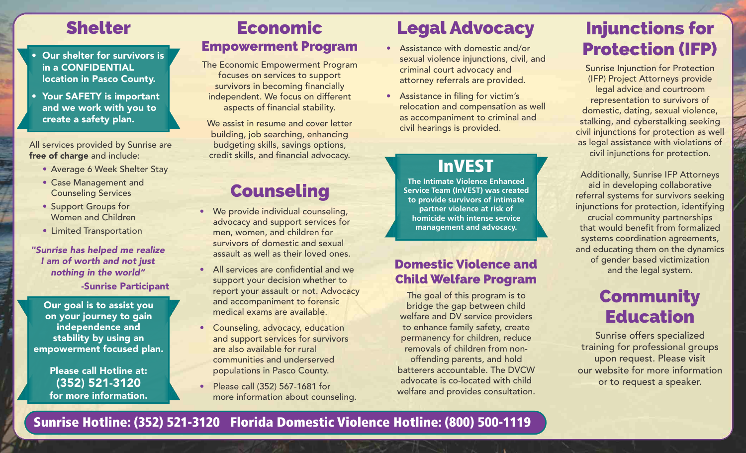## Shelter

- **Our shelter for survivors is in a CONFIDENTIAL location in Pasco County.**
- **Your SAFETY is important and we work with you to create a safety plan.**

All services provided by Sunrise are **free of charge** and include:

- Average 6 Week Shelter Stay
- Case Management and Counseling Services
- Support Groups for Women and Children
- Limited Transportation

***"Sunrise has helped me realize I am of worth and not just nothing in the world"***

**-Sunrise Participant**

**Our goal is to assist you on your journey to gain independence and stability by using an empowerment focused plan.**

**Please call Hotline at: (352) 521-3120 for more information.**

## Economic Empowerment Program

The Economic Empowerment Program focuses on services to support survivors in becoming financially independent. We focus on different aspects of financial stability.

We assist in resume and cover letter building, job searching, enhancing budgeting skills, savings options, credit skills, and financial advocacy.

## Counseling

- We provide individual counseling, advocacy and support services for men, women, and children for survivors of domestic and sexual assault as well as their loved ones.
- All services are confidential and we support your decision whether to report your assault or not. Advocacy and accompaniment to forensic medical exams are available.
- Counseling, advocacy, education and support services for survivors are also available for rural communities and underserved populations in Pasco County.
- Please call (352) 567-1681 for more information about counseling.

## Legal Advocacy

- Assistance with domestic and/or sexual violence injunctions, civil, and criminal court advocacy and attorney referrals are provided.
- Assistance in filing for victim's relocation and compensation as well as accompaniment to criminal and civil hearings is provided.

## InVEST

**The Intimate Violence Enhanced Service Team (InVEST) was created to provide survivors of intimate partner violence at risk of homicide with intense service management and advocacy.**

## Domestic Violence and Child Welfare Program

The goal of this program is to bridge the gap between child welfare and DV service providers to enhance family safety, create permanency for children, reduce removals of children from non-offending parents, and hold batterers accountable. The DVCW advocate is co-located with child welfare and provides consultation.

## Injunctions for Protection (IFP)

Sunrise Injunction for Protection (IFP) Project Attorneys provide legal advice and courtroom representation to survivors of domestic, dating, sexual violence, stalking, and cyberstalking seeking civil injunctions for protection as well as legal assistance with violations of civil injunctions for protection.

Additionally, Sunrise IFP Attorneys aid in developing collaborative referral systems for survivors seeking injunctions for protection, identifying crucial community partnerships that would benefit from formalized systems coordination agreements, and educating them on the dynamics of gender based victimization and the legal system.

## Community Education

Sunrise offers specialized training for professional groups upon request. Please visit our website for more information or to request a speaker.

**Sunrise Hotline: (352) 521-3120 Florida Domestic Violence Hotline: (800) 500-1119**